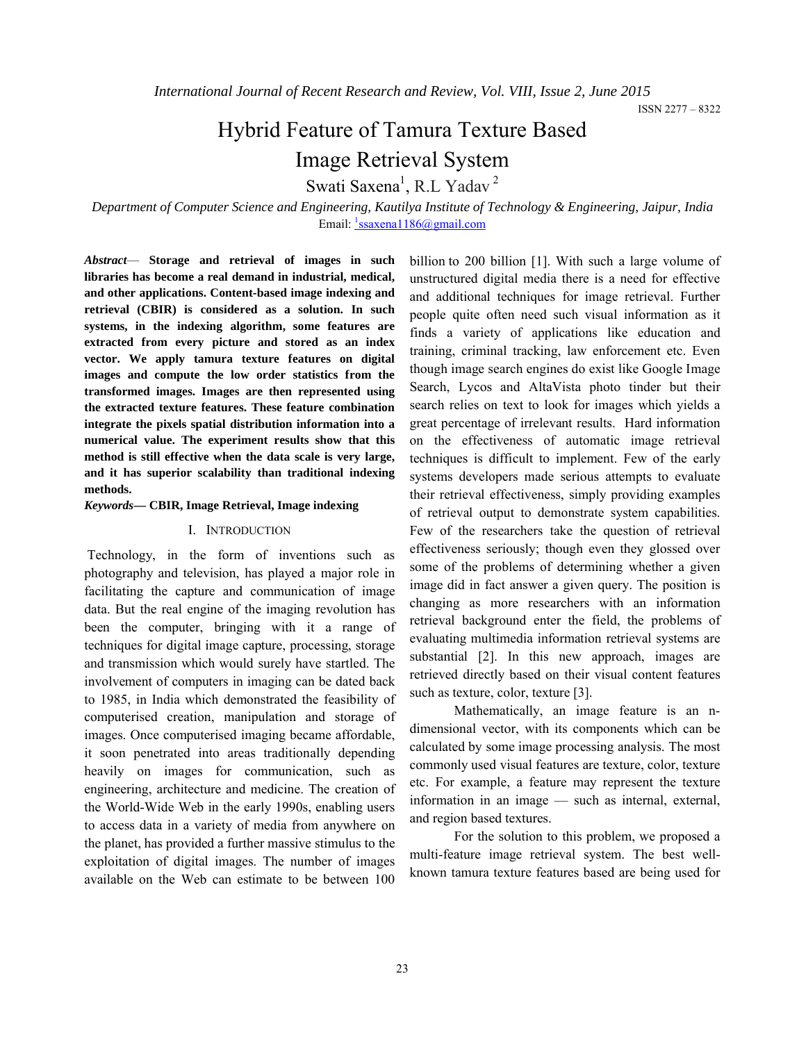# Hybrid Feature of Tamura Texture Based Image Retrieval System

Swati Saxena[1], R.L Yadav [2]

*Department of Computer Science and Engineering, Kautilya Institute of Technology & Engineering, Jaipur, India*

Email: [1]ssaxena1186@gmail.com

***Abstract*— Storage and retrieval of images in such libraries has become a real demand in industrial, medical, and other applications. Content-based image indexing and retrieval (CBIR) is considered as a solution. In such systems, in the indexing algorithm, some features are extracted from every picture and stored as an index vector. We apply tamura texture features on digital images and compute the low order statistics from the transformed images. Images are then represented using the extracted texture features. These feature combination integrate the pixels spatial distribution information into a numerical value. The experiment results show that this method is still effective when the data scale is very large, and it has superior scalability than traditional indexing methods.**

***Keywords*— CBIR, Image Retrieval, Image indexing**

## I. INTRODUCTION

Technology, in the form of inventions such as photography and television, has played a major role in facilitating the capture and communication of image data. But the real engine of the imaging revolution has been the computer, bringing with it a range of techniques for digital image capture, processing, storage and transmission which would surely have startled. The involvement of computers in imaging can be dated back to 1985, in India which demonstrated the feasibility of computerised creation, manipulation and storage of images. Once computerised imaging became affordable, it soon penetrated into areas traditionally depending heavily on images for communication, such as engineering, architecture and medicine. The creation of the World-Wide Web in the early 1990s, enabling users to access data in a variety of media from anywhere on the planet, has provided a further massive stimulus to the exploitation of digital images. The number of images available on the Web can estimate to be between 100 billion to 200 billion [1]. With such a large volume of unstructured digital media there is a need for effective and additional techniques for image retrieval. Further people quite often need such visual information as it finds a variety of applications like education and training, criminal tracking, law enforcement etc. Even though image search engines do exist like Google Image Search, Lycos and AltaVista photo tinder but their search relies on text to look for images which yields a great percentage of irrelevant results. Hard information on the effectiveness of automatic image retrieval techniques is difficult to implement. Few of the early systems developers made serious attempts to evaluate their retrieval effectiveness, simply providing examples of retrieval output to demonstrate system capabilities. Few of the researchers take the question of retrieval effectiveness seriously; though even they glossed over some of the problems of determining whether a given image did in fact answer a given query. The position is changing as more researchers with an information retrieval background enter the field, the problems of evaluating multimedia information retrieval systems are substantial [2]. In this new approach, images are retrieved directly based on their visual content features such as texture, color, texture [3].

Mathematically, an image feature is an n-dimensional vector, with its components which can be calculated by some image processing analysis. The most commonly used visual features are texture, color, texture etc. For example, a feature may represent the texture information in an image — such as internal, external, and region based textures.

For the solution to this problem, we proposed a multi-feature image retrieval system. The best well-known tamura texture features based are being used for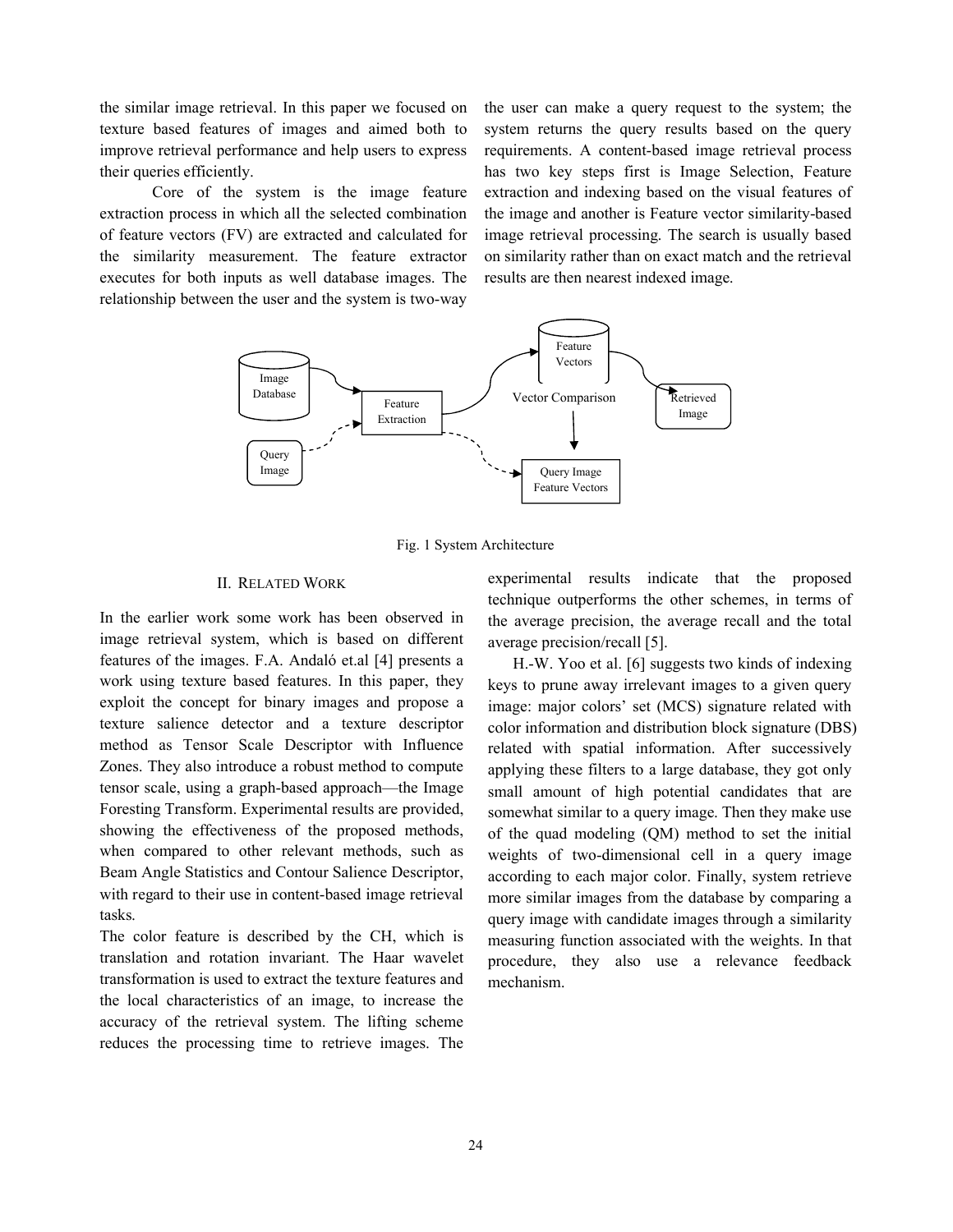the similar image retrieval. In this paper we focused on texture based features of images and aimed both to improve retrieval performance and help users to express their queries efficiently.

Core of the system is the image feature extraction process in which all the selected combination of feature vectors (FV) are extracted and calculated for the similarity measurement. The feature extractor executes for both inputs as well database images. The relationship between the user and the system is two-way the user can make a query request to the system; the system returns the query results based on the query requirements. A content-based image retrieval process has two key steps first is Image Selection, Feature extraction and indexing based on the visual features of the image and another is Feature vector similarity-based image retrieval processing. The search is usually based on similarity rather than on exact match and the retrieval results are then nearest indexed image.

Fig. 1 System Architecture

## II. RELATED WORK

In the earlier work some work has been observed in image retrieval system, which is based on different features of the images. F.A. Andaló et.al [4] presents a work using texture based features. In this paper, they exploit the concept for binary images and propose a texture salience detector and a texture descriptor method as Tensor Scale Descriptor with Influence Zones. They also introduce a robust method to compute tensor scale, using a graph-based approach—the Image Foresting Transform. Experimental results are provided, showing the effectiveness of the proposed methods, when compared to other relevant methods, such as Beam Angle Statistics and Contour Salience Descriptor, with regard to their use in content-based image retrieval tasks.

The color feature is described by the CH, which is translation and rotation invariant. The Haar wavelet transformation is used to extract the texture features and the local characteristics of an image, to increase the accuracy of the retrieval system. The lifting scheme reduces the processing time to retrieve images. The experimental results indicate that the proposed technique outperforms the other schemes, in terms of the average precision, the average recall and the total average precision/recall [5].

H.-W. Yoo et al. [6] suggests two kinds of indexing keys to prune away irrelevant images to a given query image: major colors' set (MCS) signature related with color information and distribution block signature (DBS) related with spatial information. After successively applying these filters to a large database, they got only small amount of high potential candidates that are somewhat similar to a query image. Then they make use of the quad modeling (QM) method to set the initial weights of two-dimensional cell in a query image according to each major color. Finally, system retrieve more similar images from the database by comparing a query image with candidate images through a similarity measuring function associated with the weights. In that procedure, they also use a relevance feedback mechanism.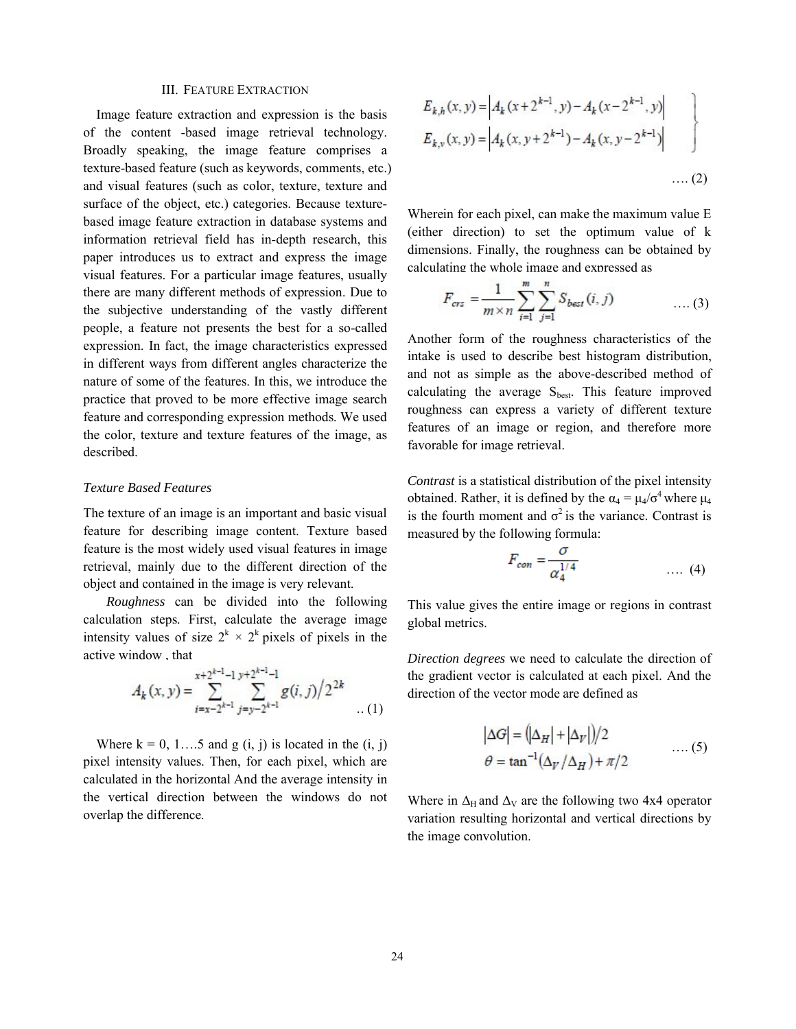### III. Feature Extraction

Image feature extraction and expression is the basis of the content -based image retrieval technology. Broadly speaking, the image feature comprises a texture-based feature (such as keywords, comments, etc.) and visual features (such as color, texture, texture and surface of the object, etc.) categories. Because texture-based image feature extraction in database systems and information retrieval field has in-depth research, this paper introduces us to extract and express the image visual features. For a particular image features, usually there are many different methods of expression. Due to the subjective understanding of the vastly different people, a feature not presents the best for a so-called expression. In fact, the image characteristics expressed in different ways from different angles characterize the nature of some of the features. In this, we introduce the practice that proved to be more effective image search feature and corresponding expression methods. We used the color, texture and texture features of the image, as described.

*Texture Based Features*

The texture of an image is an important and basic visual feature for describing image content. Texture based feature is the most widely used visual features in image retrieval, mainly due to the different direction of the object and contained in the image is very relevant.

*Roughness* can be divided into the following calculation steps. First, calculate the average image intensity values of size $2^k \times 2^k$ pixels of pixels in the active window , that

$$A_k(x,y) = \sum_{i=x-2^{k-1}}^{x+2^{k-1}-1} \sum_{j=y-2^{k-1}}^{y+2^{k-1}-1} g(i,j) / 2^{2k} \quad \text{.. (1)}$$

Where k = 0, 1….5 and g (i, j) is located in the (i, j) pixel intensity values. Then, for each pixel, which are calculated in the horizontal And the average intensity in the vertical direction between the windows do not overlap the difference.

$$\left. \begin{aligned} E_{k,h}(x,y) &= \left| A_k(x+2^{k-1}, y) - A_k(x-2^{k-1}, y) \right| \\ E_{k,v}(x,y) &= \left| A_k(x, y+2^{k-1}) - A_k(x, y-2^{k-1}) \right| \end{aligned} \right\} \quad \text{…. (2)}$$

Wherein for each pixel, can make the maximum value E (either direction) to set the optimum value of k dimensions. Finally, the roughness can be obtained by calculating the whole image and expressed as

$$F_{crs} = \frac{1}{m \times n} \sum_{i=1}^{m} \sum_{j=1}^{n} S_{best}(i,j) \quad \text{…. (3)}$$

Another form of the roughness characteristics of the intake is used to describe best histogram distribution, and not as simple as the above-described method of calculating the average $S_{best}$. This feature improved roughness can express a variety of different texture features of an image or region, and therefore more favorable for image retrieval.

*Contrast* is a statistical distribution of the pixel intensity obtained. Rather, it is defined by the $\alpha_4 = \mu_4/\sigma^4$ where $\mu_4$ is the fourth moment and $\sigma^2$ is the variance. Contrast is measured by the following formula:

$$F_{con} = \frac{\sigma}{\alpha_4^{1/4}} \quad \text{…. (4)}$$

This value gives the entire image or regions in contrast global metrics.

*Direction degrees* we need to calculate the direction of the gradient vector is calculated at each pixel. And the direction of the vector mode are defined as

$$\begin{aligned} |\Delta G| &= \left( |\Delta_H| + |\Delta_V| \right) / 2 \\ \theta &= \tan^{-1}(\Delta_V / \Delta_H) + \pi/2 \end{aligned} \quad \text{…. (5)}$$

Where in $\Delta_H$ and $\Delta_V$ are the following two 4x4 operator variation resulting horizontal and vertical directions by the image convolution.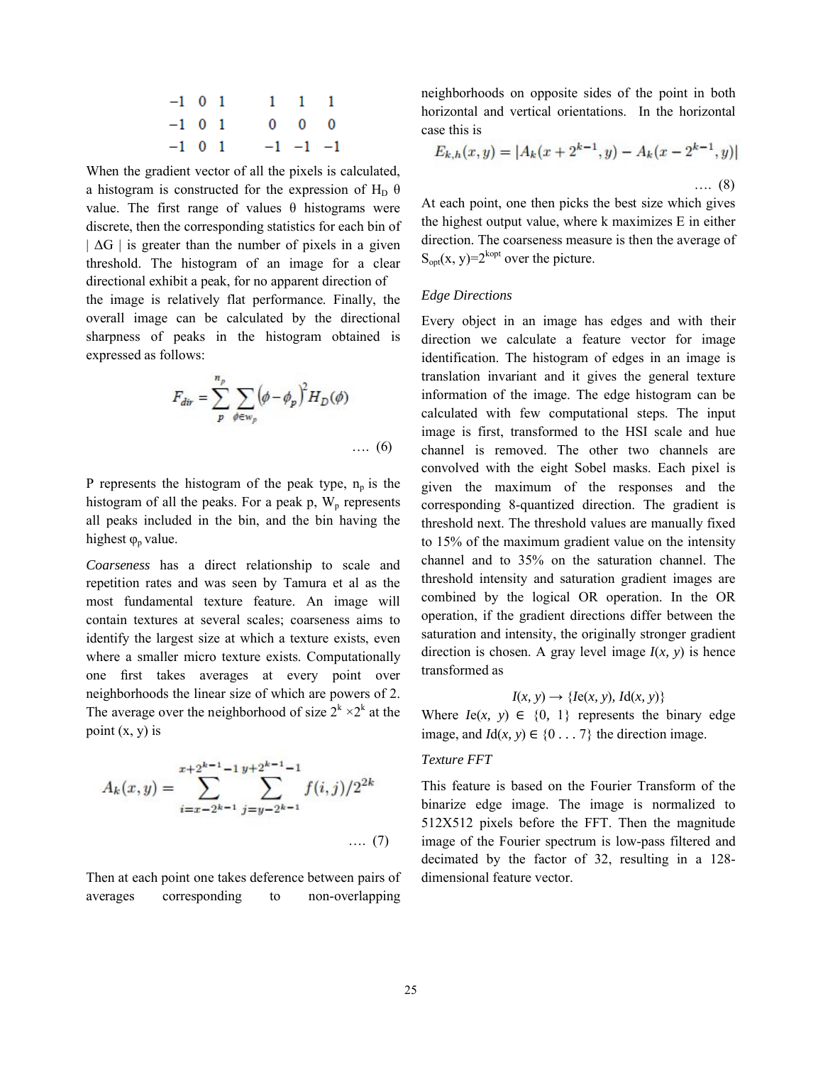$$\begin{matrix} -1 & 0 & 1 \\ -1 & 0 & 1 \\ -1 & 0 & 1 \end{matrix} \qquad \begin{matrix} 1 & 1 & 1 \\ 0 & 0 & 0 \\ -1 & -1 & -1 \end{matrix}$$

When the gradient vector of all the pixels is calculated, a histogram is constructed for the expression of $H_D$ θ value. The first range of values θ histograms were discrete, then the corresponding statistics for each bin of | ΔG | is greater than the number of pixels in a given threshold. The histogram of an image for a clear directional exhibit a peak, for no apparent direction of the image is relatively flat performance. Finally, the overall image can be calculated by the directional sharpness of peaks in the histogram obtained is expressed as follows:

$$F_{dir} = \sum_{p}^{n_p} \sum_{\phi \in w_p} \left(\phi - \phi_p\right)^2 H_D(\phi) \quad \text{.... (6)}$$

P represents the histogram of the peak type, $n_p$ is the histogram of all the peaks. For a peak p, $W_p$ represents all peaks included in the bin, and the bin having the highest $\varphi_p$ value.

*Coarseness* has a direct relationship to scale and repetition rates and was seen by Tamura et al as the most fundamental texture feature. An image will contain textures at several scales; coarseness aims to identify the largest size at which a texture exists, even where a smaller micro texture exists. Computationally one first takes averages at every point over neighborhoods the linear size of which are powers of 2. The average over the neighborhood of size $2^k \times 2^k$ at the point (x, y) is

$$A_k(x,y) = \sum_{i=x-2^{k-1}}^{x+2^{k-1}-1} \sum_{j=y-2^{k-1}}^{y+2^{k-1}-1} f(i,j)/2^{2k} \quad \text{.... (7)}$$

Then at each point one takes deference between pairs of averages corresponding to non-overlapping neighborhoods on opposite sides of the point in both horizontal and vertical orientations. In the horizontal case this is

$$E_{k,h}(x,y) = |A_k(x + 2^{k-1}, y) - A_k(x - 2^{k-1}, y)| \quad \text{.... (8)}$$

At each point, one then picks the best size which gives the highest output value, where k maximizes E in either direction. The coarseness measure is then the average of $S_{opt}(x, y)=2^{kopt}$ over the picture.

*Edge Directions*

Every object in an image has edges and with their direction we calculate a feature vector for image identification. The histogram of edges in an image is translation invariant and it gives the general texture information of the image. The edge histogram can be calculated with few computational steps. The input image is first, transformed to the HSI scale and hue channel is removed. The other two channels are convolved with the eight Sobel masks. Each pixel is given the maximum of the responses and the corresponding 8-quantized direction. The gradient is threshold next. The threshold values are manually fixed to 15% of the maximum gradient value on the intensity channel and to 35% on the saturation channel. The threshold intensity and saturation gradient images are combined by the logical OR operation. In the OR operation, if the gradient directions differ between the saturation and intensity, the originally stronger gradient direction is chosen. A gray level image $I(x, y)$ is hence transformed as

$$I(x, y) \rightarrow \{Ie(x, y), Id(x, y)\}$$

Where $Ie(x, y) \in \{0, 1\}$ represents the binary edge image, and $Id(x, y) \in \{0 \ldots 7\}$ the direction image.

*Texture FFT*

This feature is based on the Fourier Transform of the binarize edge image. The image is normalized to 512X512 pixels before the FFT. Then the magnitude image of the Fourier spectrum is low-pass filtered and decimated by the factor of 32, resulting in a 128-dimensional feature vector.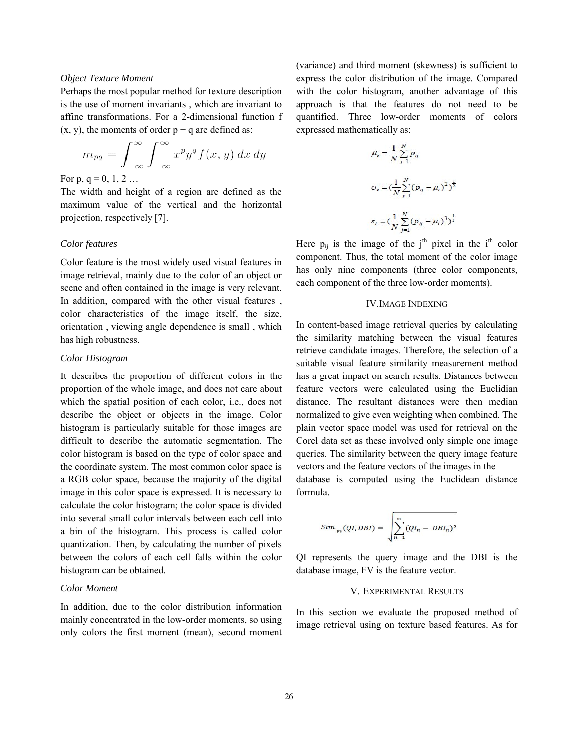*Object Texture Moment*

Perhaps the most popular method for texture description is the use of moment invariants , which are invariant to affine transformations. For a 2-dimensional function f (x, y), the moments of order p + q are defined as:

$$m_{pq} = \int_{-\infty}^{\infty} \int_{-\infty}^{\infty} x^p y^q f(x, y) \, dx \, dy$$

For p, q = 0, 1, 2 …

The width and height of a region are defined as the maximum value of the vertical and the horizontal projection, respectively [7].

*Color features*

Color feature is the most widely used visual features in image retrieval, mainly due to the color of an object or scene and often contained in the image is very relevant. In addition, compared with the other visual features , color characteristics of the image itself, the size, orientation , viewing angle dependence is small , which has high robustness.

*Color Histogram*

It describes the proportion of different colors in the proportion of the whole image, and does not care about which the spatial position of each color, i.e., does not describe the object or objects in the image. Color histogram is particularly suitable for those images are difficult to describe the automatic segmentation. The color histogram is based on the type of color space and the coordinate system. The most common color space is a RGB color space, because the majority of the digital image in this color space is expressed. It is necessary to calculate the color histogram; the color space is divided into several small color intervals between each cell into a bin of the histogram. This process is called color quantization. Then, by calculating the number of pixels between the colors of each cell falls within the color histogram can be obtained.

*Color Moment*

In addition, due to the color distribution information mainly concentrated in the low-order moments, so using only colors the first moment (mean), second moment (variance) and third moment (skewness) is sufficient to express the color distribution of the image. Compared with the color histogram, another advantage of this approach is that the features do not need to be quantified. Three low-order moments of colors expressed mathematically as:

$$\mu_i = \frac{1}{N} \sum_{j=1}^{N} p_{ij}$$

$$\sigma_i = \left(\frac{1}{N} \sum_{j=1}^{N} (p_{ij} - \mu_i)^2\right)^{\frac{1}{2}}$$

$$s_i = \left(\frac{1}{N} \sum_{j=1}^{N} (p_{ij} - \mu_i)^3\right)^{\frac{1}{3}}$$

Here $p_{ij}$ is the image of the $j^{th}$ pixel in the $i^{th}$ color component. Thus, the total moment of the color image has only nine components (three color components, each component of the three low-order moments).

## IV. Image Indexing

In content-based image retrieval queries by calculating the similarity matching between the visual features retrieve candidate images. Therefore, the selection of a suitable visual feature similarity measurement method has a great impact on search results. Distances between feature vectors were calculated using the Euclidian distance. The resultant distances were then median normalized to give even weighting when combined. The plain vector space model was used for retrieval on the Corel data set as these involved only simple one image queries. The similarity between the query image feature vectors and the feature vectors of the images in the database is computed using the Euclidean distance formula.

$$Sim_{FV}(QI, DBI) = \sqrt{\sum_{n=1}^{m} (QI_n - DBI_n)^2}$$

QI represents the query image and the DBI is the database image, FV is the feature vector.

## V. Experimental Results

In this section we evaluate the proposed method of image retrieval using on texture based features. As for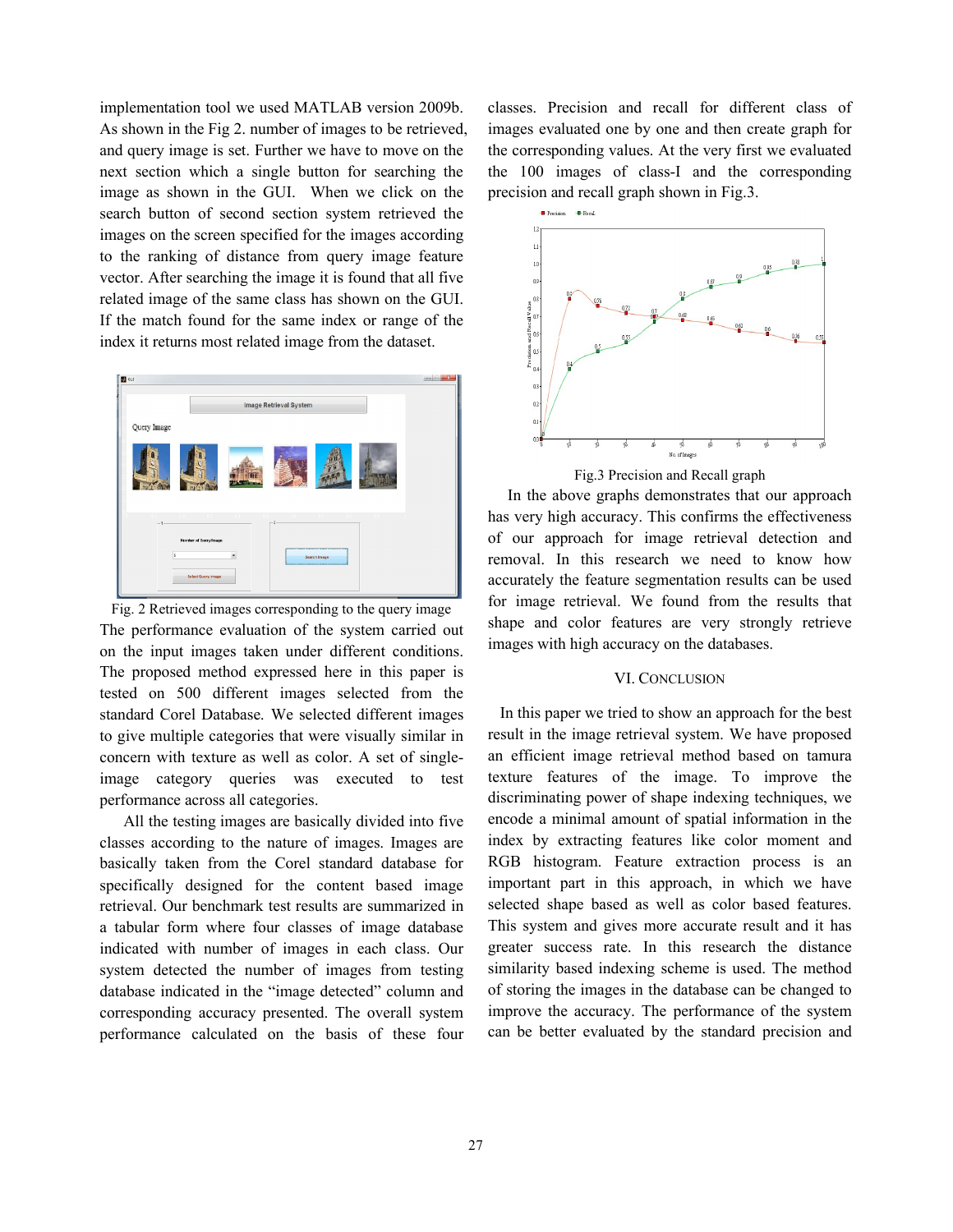implementation tool we used MATLAB version 2009b. As shown in the Fig 2. number of images to be retrieved, and query image is set. Further we have to move on the next section which a single button for searching the image as shown in the GUI. When we click on the search button of second section system retrieved the images on the screen specified for the images according to the ranking of distance from query image feature vector. After searching the image it is found that all five related image of the same class has shown on the GUI. If the match found for the same index or range of the index it returns most related image from the dataset.

Fig. 2 Retrieved images corresponding to the query image

The performance evaluation of the system carried out on the input images taken under different conditions. The proposed method expressed here in this paper is tested on 500 different images selected from the standard Corel Database. We selected different images to give multiple categories that were visually similar in concern with texture as well as color. A set of single-image category queries was executed to test performance across all categories.

All the testing images are basically divided into five classes according to the nature of images. Images are basically taken from the Corel standard database for specifically designed for the content based image retrieval. Our benchmark test results are summarized in a tabular form where four classes of image database indicated with number of images in each class. Our system detected the number of images from testing database indicated in the "image detected" column and corresponding accuracy presented. The overall system performance calculated on the basis of these four classes. Precision and recall for different class of images evaluated one by one and then create graph for the corresponding values. At the very first we evaluated the 100 images of class-I and the corresponding precision and recall graph shown in Fig.3.

Fig.3 Precision and Recall graph

In the above graphs demonstrates that our approach has very high accuracy. This confirms the effectiveness of our approach for image retrieval detection and removal. In this research we need to know how accurately the feature segmentation results can be used for image retrieval. We found from the results that shape and color features are very strongly retrieve images with high accuracy on the databases.

## VI. Conclusion

In this paper we tried to show an approach for the best result in the image retrieval system. We have proposed an efficient image retrieval method based on tamura texture features of the image. To improve the discriminating power of shape indexing techniques, we encode a minimal amount of spatial information in the index by extracting features like color moment and RGB histogram. Feature extraction process is an important part in this approach, in which we have selected shape based as well as color based features. This system and gives more accurate result and it has greater success rate. In this research the distance similarity based indexing scheme is used. The method of storing the images in the database can be changed to improve the accuracy. The performance of the system can be better evaluated by the standard precision and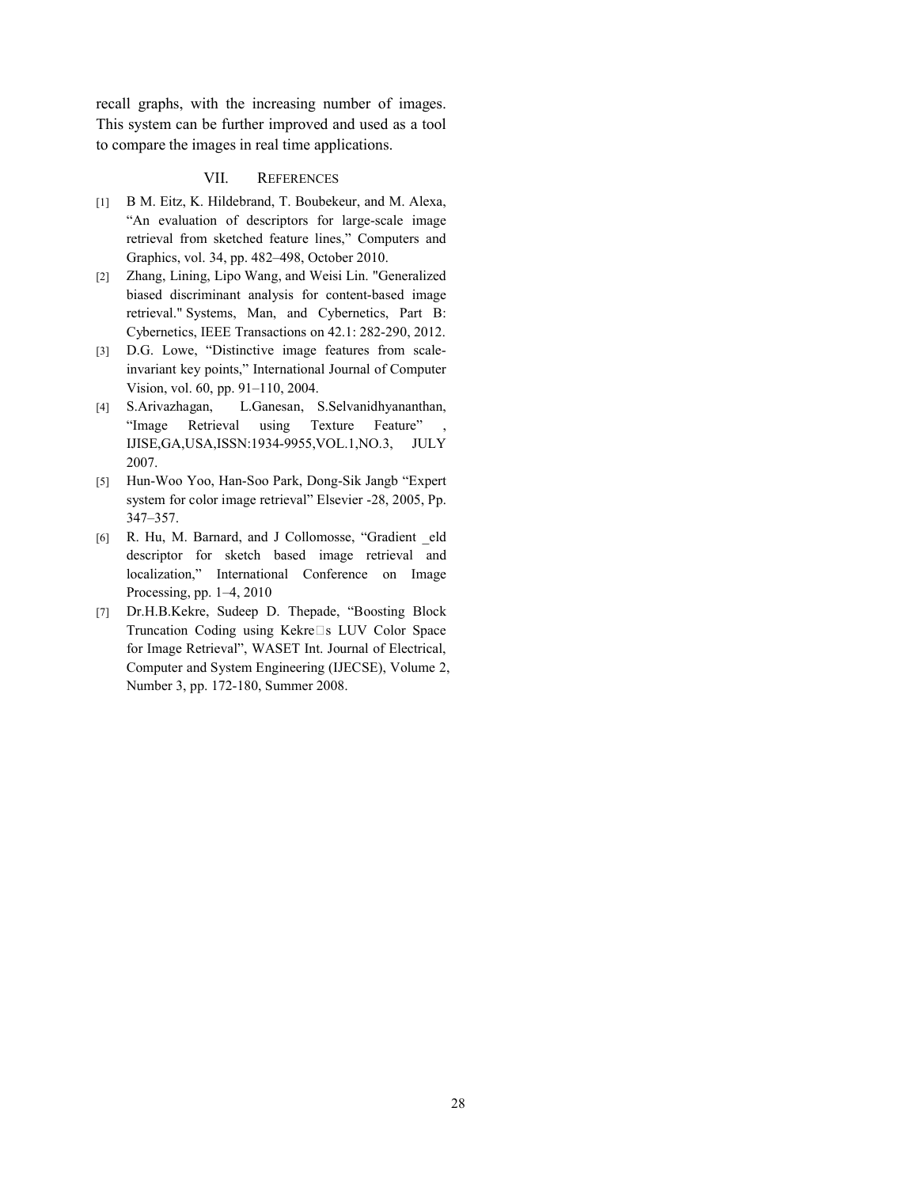recall graphs, with the increasing number of images. This system can be further improved and used as a tool to compare the images in real time applications.

## VII. REFERENCES

[1] B M. Eitz, K. Hildebrand, T. Boubekeur, and M. Alexa, “An evaluation of descriptors for large-scale image retrieval from sketched feature lines,” Computers and Graphics, vol. 34, pp. 482–498, October 2010.

[2] Zhang, Lining, Lipo Wang, and Weisi Lin. "Generalized biased discriminant analysis for content-based image retrieval." Systems, Man, and Cybernetics, Part B: Cybernetics, IEEE Transactions on 42.1: 282-290, 2012.

[3] D.G. Lowe, “Distinctive image features from scale-invariant key points,” International Journal of Computer Vision, vol. 60, pp. 91–110, 2004.

[4] S.Arivazhagan, L.Ganesan, S.Selvanidhyananthan, “Image Retrieval using Texture Feature” , IJISE,GA,USA,ISSN:1934-9955,VOL.1,NO.3, JULY 2007.

[5] Hun-Woo Yoo, Han-Soo Park, Dong-Sik Jangb “Expert system for color image retrieval” Elsevier -28, 2005, Pp. 347–357.

[6] R. Hu, M. Barnard, and J Collomosse, “Gradient _eld descriptor for sketch based image retrieval and localization,” International Conference on Image Processing, pp. 1–4, 2010

[7] Dr.H.B.Kekre, Sudeep D. Thepade, “Boosting Block Truncation Coding using Kekre□s LUV Color Space for Image Retrieval”, WASET Int. Journal of Electrical, Computer and System Engineering (IJECSE), Volume 2, Number 3, pp. 172-180, Summer 2008.